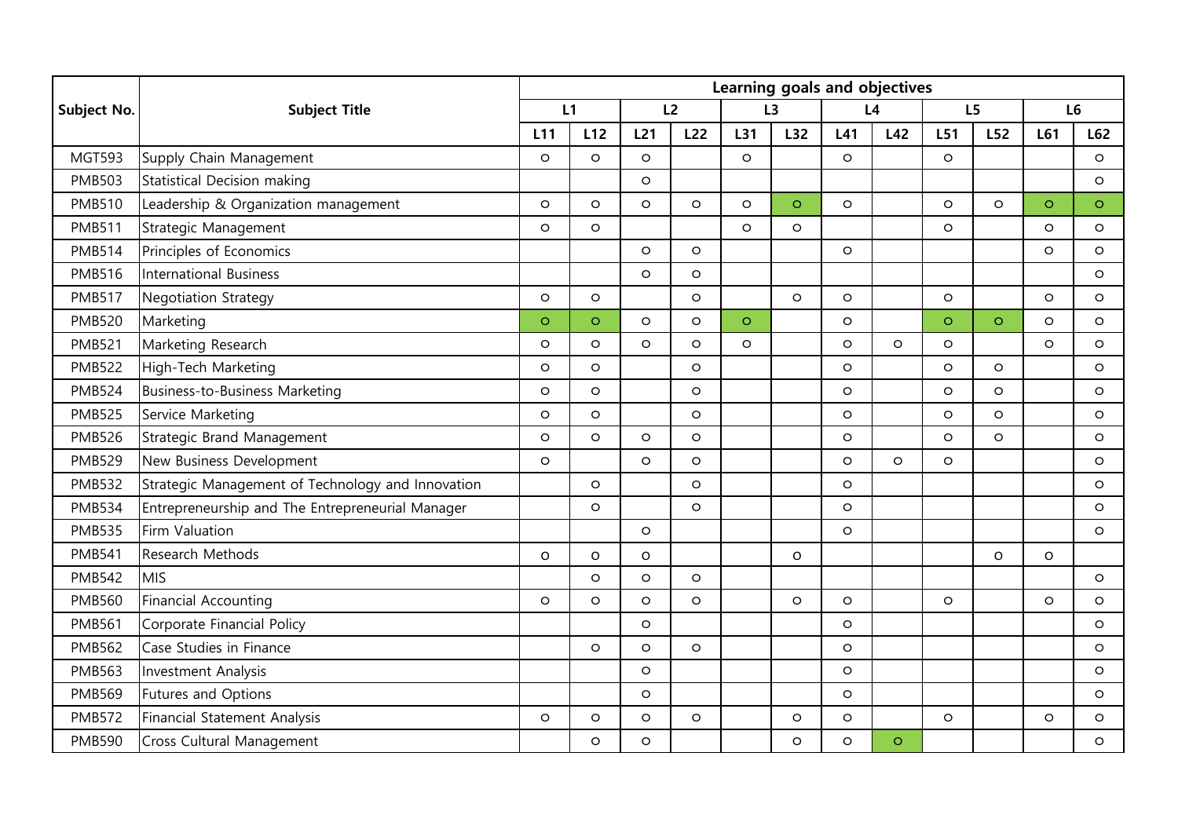| Subject No. | Subject Title | Learning goals and objectives | | | | | | | | | | | |
|---|---|---|---|---|---|---|---|---|---|---|---|---|---|
| | | L1 | | L2 | | L3 | | L4 | | L5 | | L6 | |
| | | L11 | L12 | L21 | L22 | L31 | L32 | L41 | L42 | L51 | L52 | L61 | L62 |
| MGT593 | Supply Chain Management | ○ | ○ | ○ | | ○ | | ○ | | ○ | | | ○ |
| PMB503 | Statistical Decision making | | | ○ | | | | | | | | | ○ |
| PMB510 | Leadership & Organization management | ○ | ○ | ○ | ○ | ○ | ○ | ○ | | ○ | ○ | ○ | ○ |
| PMB511 | Strategic Management | ○ | ○ | | | ○ | ○ | | | ○ | | ○ | ○ |
| PMB514 | Principles of Economics | | | ○ | ○ | | | ○ | | | | ○ | ○ |
| PMB516 | International Business | | | ○ | ○ | | | | | | | | ○ |
| PMB517 | Negotiation Strategy | ○ | ○ | | ○ | | ○ | ○ | | ○ | | ○ | ○ |
| PMB520 | Marketing | ○ | ○ | ○ | ○ | ○ | | ○ | | ○ | ○ | ○ | ○ |
| PMB521 | Marketing Research | ○ | ○ | ○ | ○ | ○ | | ○ | ○ | ○ | | ○ | ○ |
| PMB522 | High-Tech Marketing | ○ | ○ | | ○ | | | ○ | | ○ | ○ | | ○ |
| PMB524 | Business-to-Business Marketing | ○ | ○ | | ○ | | | ○ | | ○ | ○ | | ○ |
| PMB525 | Service Marketing | ○ | ○ | | ○ | | | ○ | | ○ | ○ | | ○ |
| PMB526 | Strategic Brand Management | ○ | ○ | ○ | ○ | | | ○ | | ○ | ○ | | ○ |
| PMB529 | New Business Development | ○ | | ○ | ○ | | | ○ | ○ | ○ | | | ○ |
| PMB532 | Strategic Management of Technology and Innovation | | ○ | | ○ | | | ○ | | | | | ○ |
| PMB534 | Entrepreneurship and The Entrepreneurial Manager | | ○ | | ○ | | | ○ | | | | | ○ |
| PMB535 | Firm Valuation | | | ○ | | | | ○ | | | | | ○ |
| PMB541 | Research Methods | ○ | ○ | ○ | | | ○ | | | | ○ | ○ | |
| PMB542 | MIS | | ○ | ○ | ○ | | | | | | | | ○ |
| PMB560 | Financial Accounting | ○ | ○ | ○ | ○ | | ○ | ○ | | ○ | | ○ | ○ |
| PMB561 | Corporate Financial Policy | | | ○ | | | | ○ | | | | | ○ |
| PMB562 | Case Studies in Finance | | ○ | ○ | ○ | | | ○ | | | | | ○ |
| PMB563 | Investment Analysis | | | ○ | | | | ○ | | | | | ○ |
| PMB569 | Futures and Options | | | ○ | | | | ○ | | | | | ○ |
| PMB572 | Financial Statement Analysis | ○ | ○ | ○ | ○ | | ○ | ○ | | ○ | | ○ | ○ |
| PMB590 | Cross Cultural Management | | ○ | ○ | | | ○ | ○ | ○ | | | | ○ |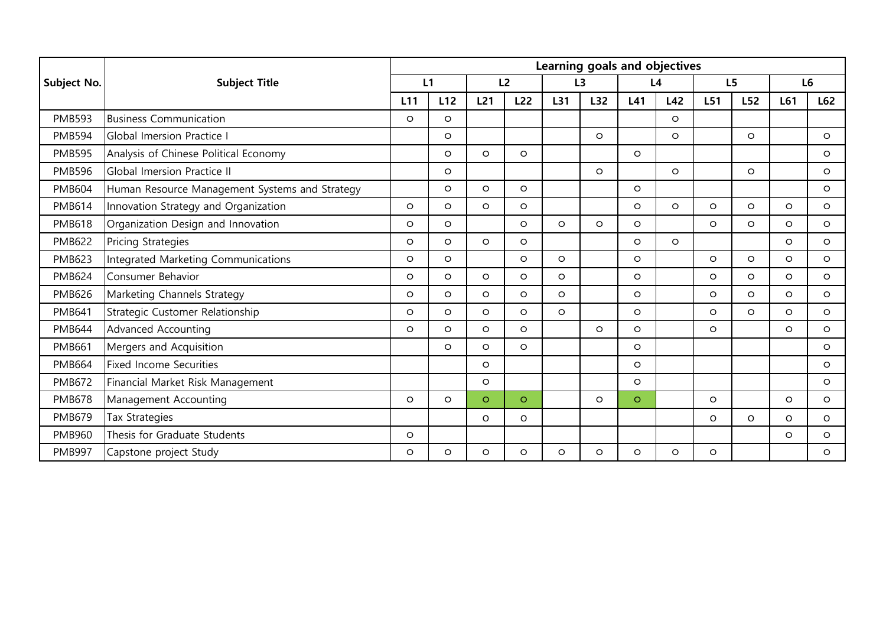| Subject No. | Subject Title | Learning goals and objectives | | | | | | | | | | | |
|---|---|---|---|---|---|---|---|---|---|---|---|---|---|
| | | L1 | | L2 | | L3 | | L4 | | L5 | | L6 | |
| | | L11 | L12 | L21 | L22 | L31 | L32 | L41 | L42 | L51 | L52 | L61 | L62 |
| PMB593 | Business Communication | ○ | ○ | | | | | | ○ | | | | |
| PMB594 | Global Imersion Practice I | | ○ | | | | ○ | | ○ | | ○ | | ○ |
| PMB595 | Analysis of Chinese Political Economy | | ○ | ○ | ○ | | | ○ | | | | | ○ |
| PMB596 | Global Imersion Practice II | | ○ | | | | ○ | | ○ | | ○ | | ○ |
| PMB604 | Human Resource Management Systems and Strategy | | ○ | ○ | ○ | | | ○ | | | | | ○ |
| PMB614 | Innovation Strategy and Organization | ○ | ○ | ○ | ○ | | | ○ | ○ | ○ | ○ | ○ | ○ |
| PMB618 | Organization Design and Innovation | ○ | ○ | | ○ | ○ | ○ | ○ | | ○ | ○ | ○ | ○ |
| PMB622 | Pricing Strategies | ○ | ○ | ○ | ○ | | | ○ | ○ | | | ○ | ○ |
| PMB623 | Integrated Marketing Communications | ○ | ○ | | ○ | ○ | | ○ | | ○ | ○ | ○ | ○ |
| PMB624 | Consumer Behavior | ○ | ○ | ○ | ○ | ○ | | ○ | | ○ | ○ | ○ | ○ |
| PMB626 | Marketing Channels Strategy | ○ | ○ | ○ | ○ | ○ | | ○ | | ○ | ○ | ○ | ○ |
| PMB641 | Strategic Customer Relationship | ○ | ○ | ○ | ○ | ○ | | ○ | | ○ | ○ | ○ | ○ |
| PMB644 | Advanced Accounting | ○ | ○ | ○ | ○ | | ○ | ○ | | ○ | | ○ | ○ |
| PMB661 | Mergers and Acquisition | | ○ | ○ | ○ | | | ○ | | | | | ○ |
| PMB664 | Fixed Income Securities | | | ○ | | | | ○ | | | | | ○ |
| PMB672 | Financial Market Risk Management | | | ○ | | | | ○ | | | | | ○ |
| PMB678 | Management Accounting | ○ | ○ | ○ | ○ | | ○ | ○ | | ○ | | ○ | ○ |
| PMB679 | Tax Strategies | | | ○ | ○ | | | | | ○ | ○ | ○ | ○ |
| PMB960 | Thesis for Graduate Students | ○ | | | | | | | | | | ○ | ○ |
| PMB997 | Capstone project Study | ○ | ○ | ○ | ○ | ○ | ○ | ○ | ○ | ○ | | | ○ |